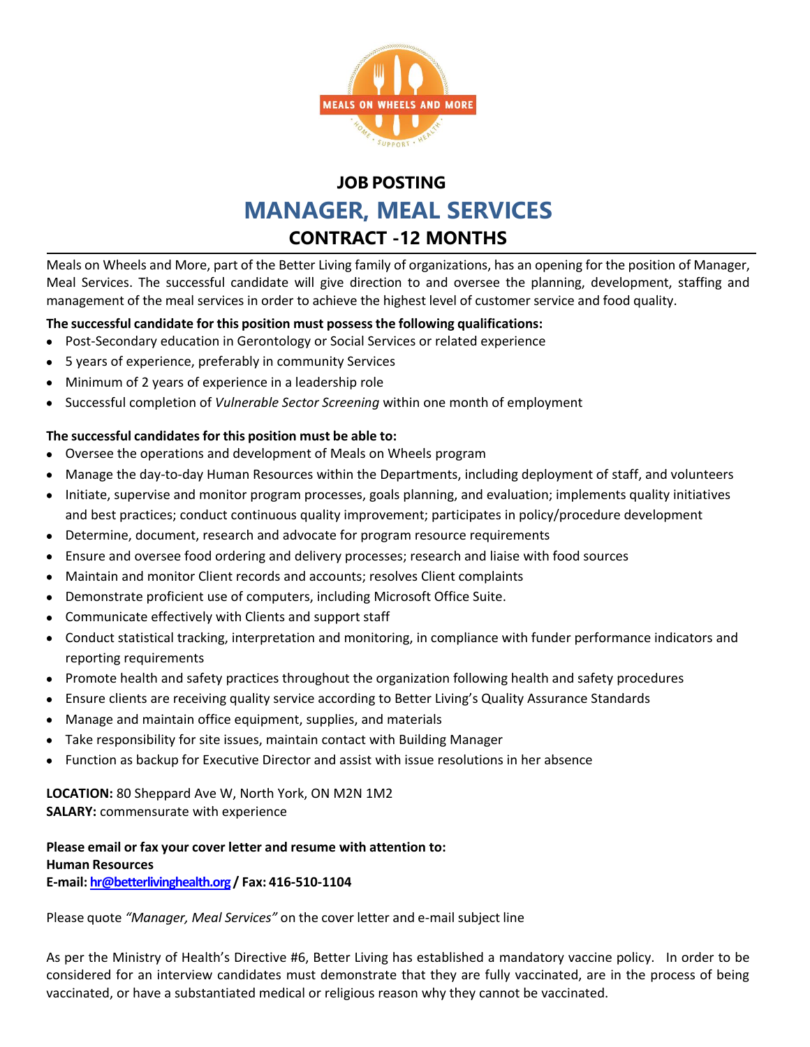MEALS ON WHEELS AND MORE

HOME • SUPPORT • HEALTH

# JOB POSTING

# MANAGER, MEAL SERVICES

## CONTRACT -12 MONTHS

Meals on Wheels and More, part of the Better Living family of organizations, has an opening for the position of Manager, Meal Services. The successful candidate will give direction to and oversee the planning, development, staffing and management of the meal services in order to achieve the highest level of customer service and food quality.

**The successful candidate for this position must possess the following qualifications:**

- Post-Secondary education in Gerontology or Social Services or related experience
- 5 years of experience, preferably in community Services
- Minimum of 2 years of experience in a leadership role
- Successful completion of *Vulnerable Sector Screening* within one month of employment

**The successful candidates for this position must be able to:**

- Oversee the operations and development of Meals on Wheels program
- Manage the day-to-day Human Resources within the Departments, including deployment of staff, and volunteers
- Initiate, supervise and monitor program processes, goals planning, and evaluation; implements quality initiatives and best practices; conduct continuous quality improvement; participates in policy/procedure development
- Determine, document, research and advocate for program resource requirements
- Ensure and oversee food ordering and delivery processes; research and liaise with food sources
- Maintain and monitor Client records and accounts; resolves Client complaints
- Demonstrate proficient use of computers, including Microsoft Office Suite.
- Communicate effectively with Clients and support staff
- Conduct statistical tracking, interpretation and monitoring, in compliance with funder performance indicators and reporting requirements
- Promote health and safety practices throughout the organization following health and safety procedures
- Ensure clients are receiving quality service according to Better Living's Quality Assurance Standards
- Manage and maintain office equipment, supplies, and materials
- Take responsibility for site issues, maintain contact with Building Manager
- Function as backup for Executive Director and assist with issue resolutions in her absence

**LOCATION:** 80 Sheppard Ave W, North York, ON M2N 1M2
**SALARY:** commensurate with experience

**Please email or fax your cover letter and resume with attention to:**
**Human Resources**
**E-mail: hr@betterlivinghealth.org / Fax: 416-510-1104**

Please quote *"Manager, Meal Services"* on the cover letter and e-mail subject line

As per the Ministry of Health's Directive #6, Better Living has established a mandatory vaccine policy. In order to be considered for an interview candidates must demonstrate that they are fully vaccinated, are in the process of being vaccinated, or have a substantiated medical or religious reason why they cannot be vaccinated.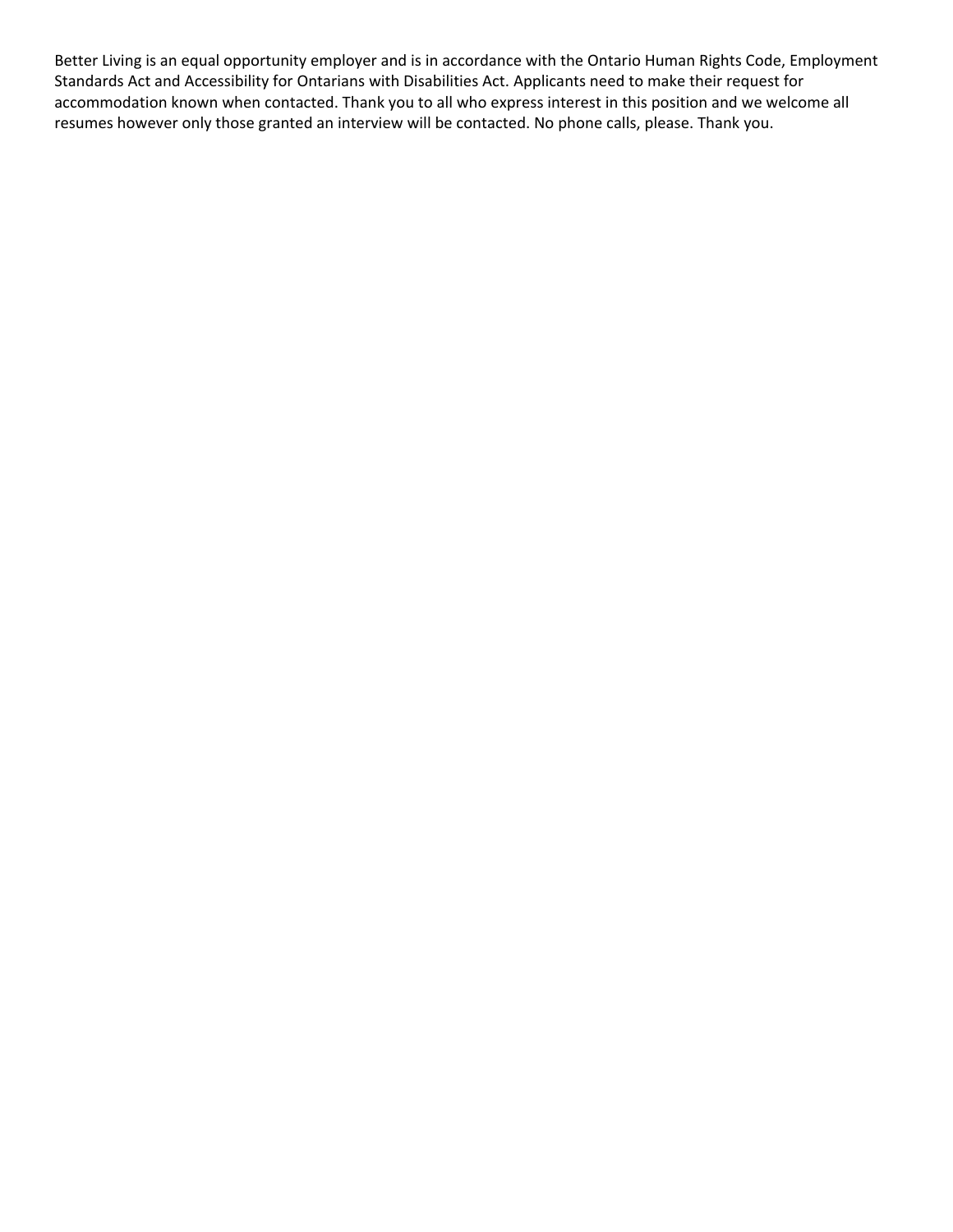Better Living is an equal opportunity employer and is in accordance with the Ontario Human Rights Code, Employment Standards Act and Accessibility for Ontarians with Disabilities Act. Applicants need to make their request for accommodation known when contacted. Thank you to all who express interest in this position and we welcome all resumes however only those granted an interview will be contacted. No phone calls, please. Thank you.